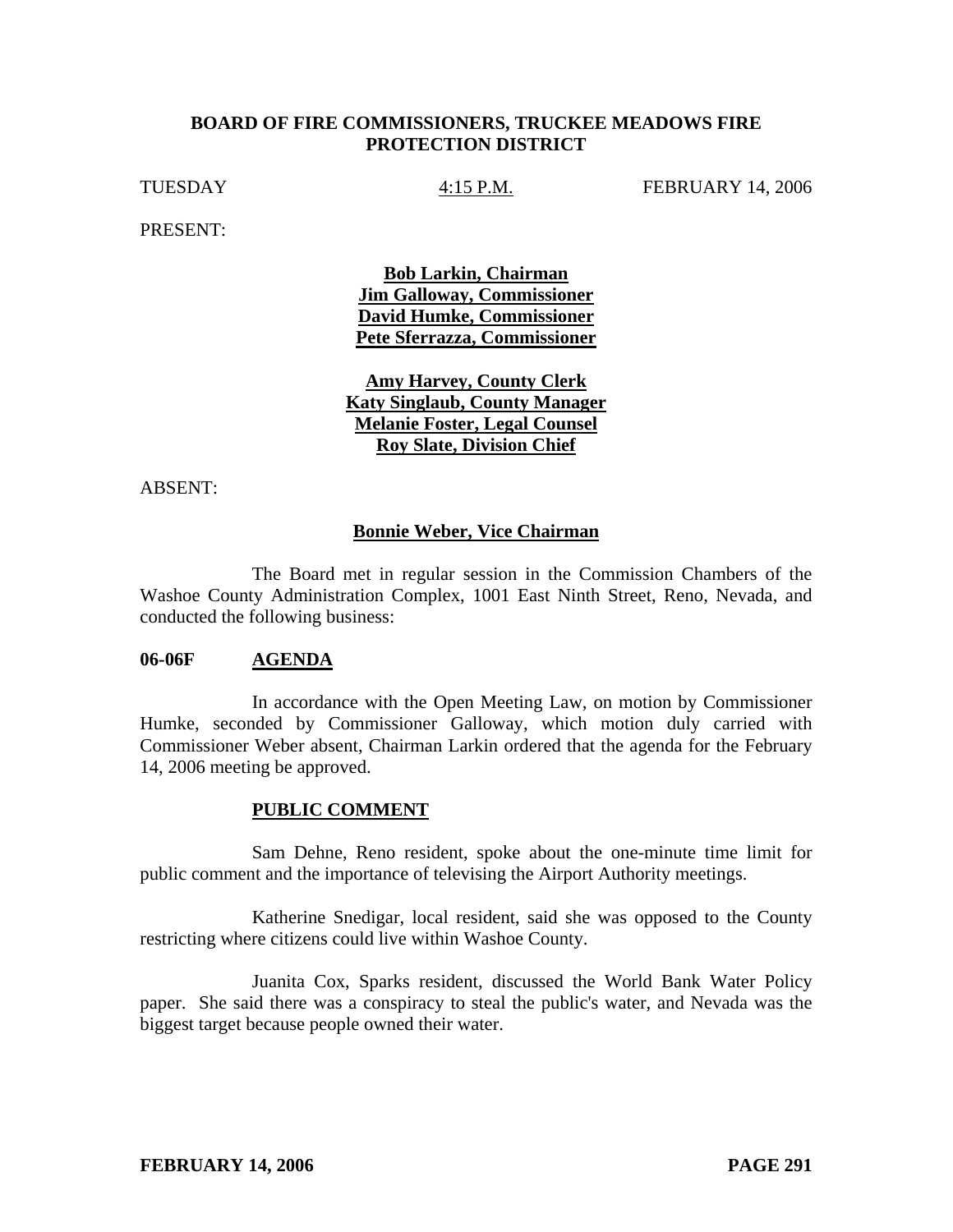# BOARD OF FIRE COMMISSIONERS, TRUCKEE MEADOWS FIRE PROTECTION DISTRICT

TUESDAY 4:15 P.M. FEBRUARY 14, 2006

PRESENT:

**Bob Larkin, Chairman**
**Jim Galloway, Commissioner**
**David Humke, Commissioner**
**Pete Sferrazza, Commissioner**

**Amy Harvey, County Clerk**
**Katy Singlaub, County Manager**
**Melanie Foster, Legal Counsel**
**Roy Slate, Division Chief**

ABSENT:

**Bonnie Weber, Vice Chairman**

The Board met in regular session in the Commission Chambers of the Washoe County Administration Complex, 1001 East Ninth Street, Reno, Nevada, and conducted the following business:

**06-06F AGENDA**

In accordance with the Open Meeting Law, on motion by Commissioner Humke, seconded by Commissioner Galloway, which motion duly carried with Commissioner Weber absent, Chairman Larkin ordered that the agenda for the February 14, 2006 meeting be approved.

**PUBLIC COMMENT**

Sam Dehne, Reno resident, spoke about the one-minute time limit for public comment and the importance of televising the Airport Authority meetings.

Katherine Snedigar, local resident, said she was opposed to the County restricting where citizens could live within Washoe County.

Juanita Cox, Sparks resident, discussed the World Bank Water Policy paper. She said there was a conspiracy to steal the public's water, and Nevada was the biggest target because people owned their water.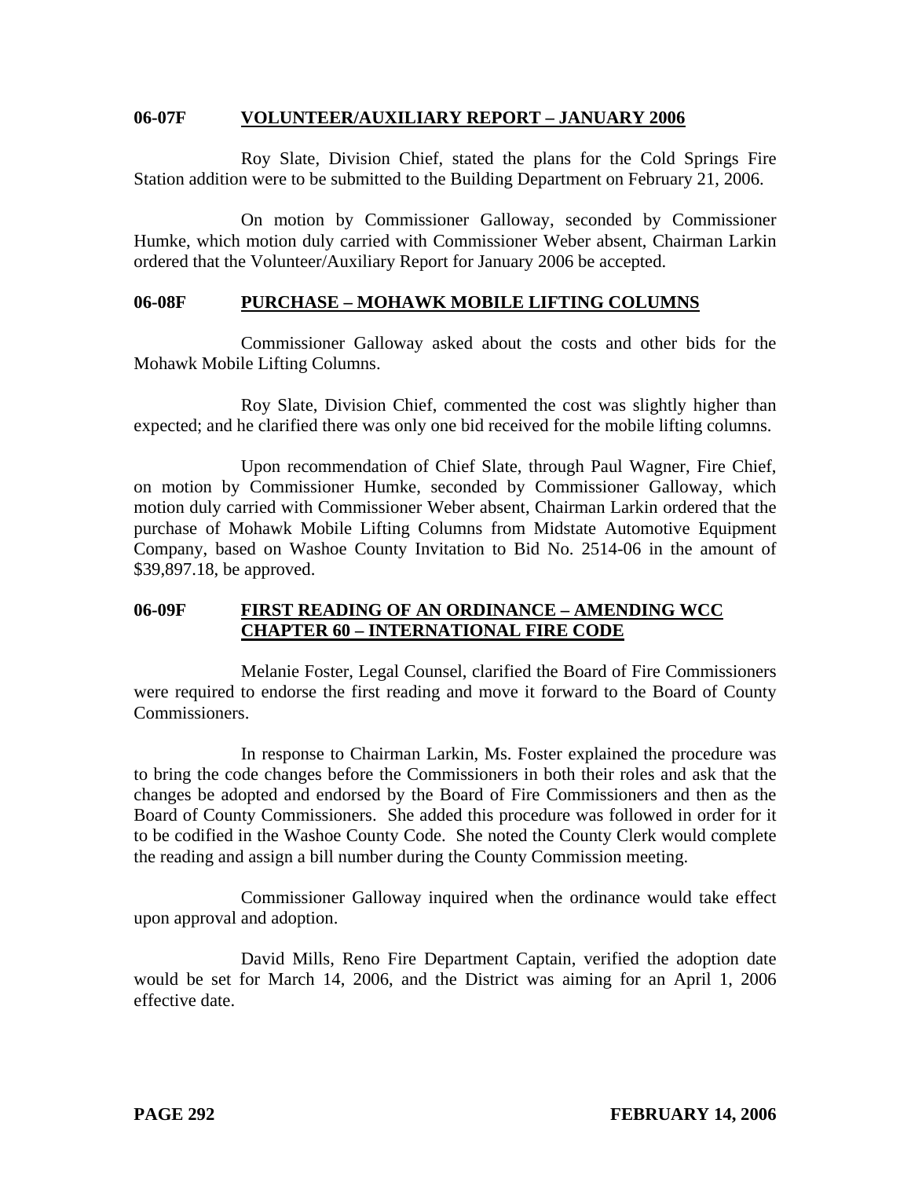## 06-07F VOLUNTEER/AUXILIARY REPORT – JANUARY 2006

Roy Slate, Division Chief, stated the plans for the Cold Springs Fire Station addition were to be submitted to the Building Department on February 21, 2006.

On motion by Commissioner Galloway, seconded by Commissioner Humke, which motion duly carried with Commissioner Weber absent, Chairman Larkin ordered that the Volunteer/Auxiliary Report for January 2006 be accepted.

## 06-08F PURCHASE – MOHAWK MOBILE LIFTING COLUMNS

Commissioner Galloway asked about the costs and other bids for the Mohawk Mobile Lifting Columns.

Roy Slate, Division Chief, commented the cost was slightly higher than expected; and he clarified there was only one bid received for the mobile lifting columns.

Upon recommendation of Chief Slate, through Paul Wagner, Fire Chief, on motion by Commissioner Humke, seconded by Commissioner Galloway, which motion duly carried with Commissioner Weber absent, Chairman Larkin ordered that the purchase of Mohawk Mobile Lifting Columns from Midstate Automotive Equipment Company, based on Washoe County Invitation to Bid No. 2514-06 in the amount of $39,897.18, be approved.

## 06-09F FIRST READING OF AN ORDINANCE – AMENDING WCC CHAPTER 60 – INTERNATIONAL FIRE CODE

Melanie Foster, Legal Counsel, clarified the Board of Fire Commissioners were required to endorse the first reading and move it forward to the Board of County Commissioners.

In response to Chairman Larkin, Ms. Foster explained the procedure was to bring the code changes before the Commissioners in both their roles and ask that the changes be adopted and endorsed by the Board of Fire Commissioners and then as the Board of County Commissioners. She added this procedure was followed in order for it to be codified in the Washoe County Code. She noted the County Clerk would complete the reading and assign a bill number during the County Commission meeting.

Commissioner Galloway inquired when the ordinance would take effect upon approval and adoption.

David Mills, Reno Fire Department Captain, verified the adoption date would be set for March 14, 2006, and the District was aiming for an April 1, 2006 effective date.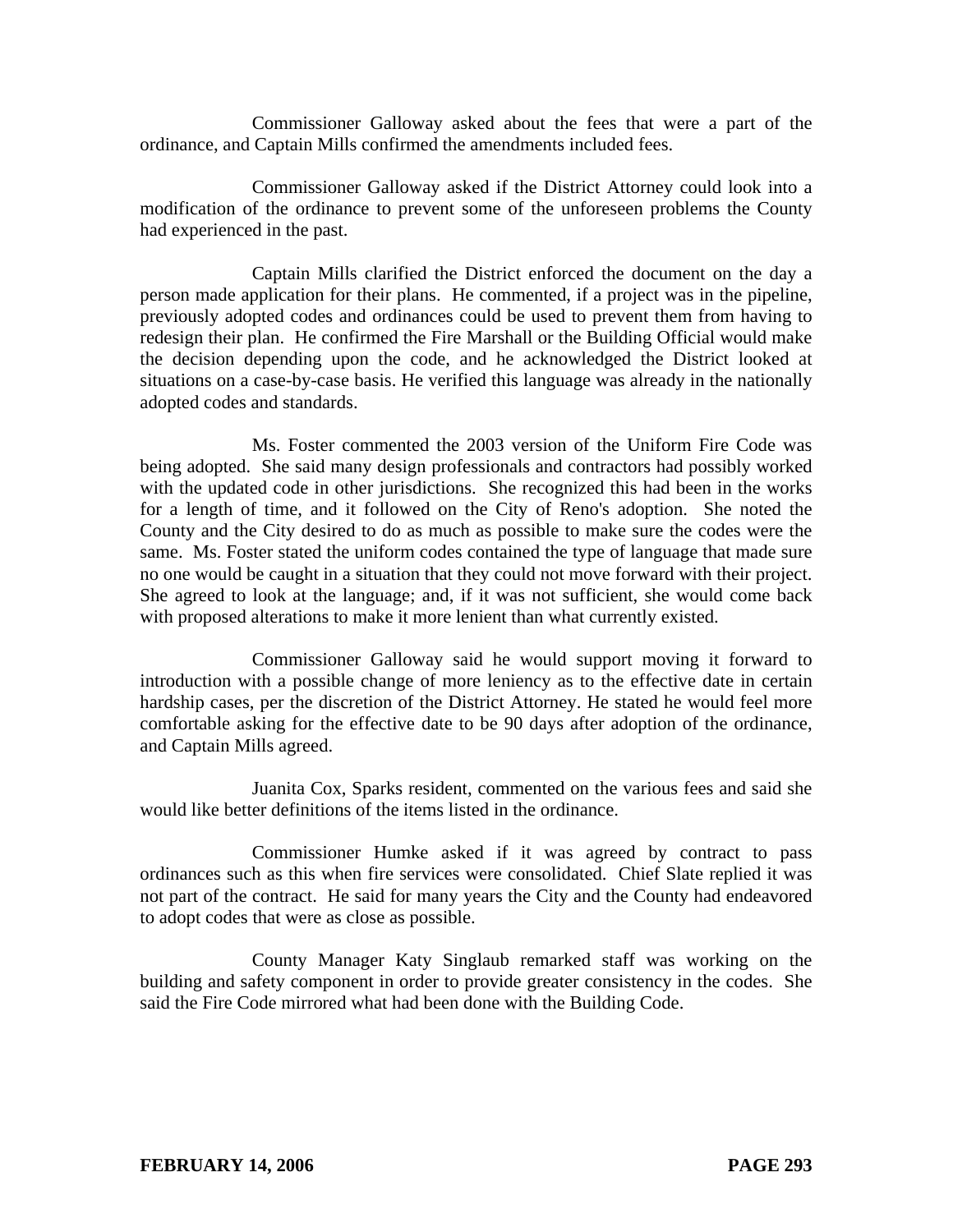Commissioner Galloway asked about the fees that were a part of the ordinance, and Captain Mills confirmed the amendments included fees.

Commissioner Galloway asked if the District Attorney could look into a modification of the ordinance to prevent some of the unforeseen problems the County had experienced in the past.

Captain Mills clarified the District enforced the document on the day a person made application for their plans. He commented, if a project was in the pipeline, previously adopted codes and ordinances could be used to prevent them from having to redesign their plan. He confirmed the Fire Marshall or the Building Official would make the decision depending upon the code, and he acknowledged the District looked at situations on a case-by-case basis. He verified this language was already in the nationally adopted codes and standards.

Ms. Foster commented the 2003 version of the Uniform Fire Code was being adopted. She said many design professionals and contractors had possibly worked with the updated code in other jurisdictions. She recognized this had been in the works for a length of time, and it followed on the City of Reno's adoption. She noted the County and the City desired to do as much as possible to make sure the codes were the same. Ms. Foster stated the uniform codes contained the type of language that made sure no one would be caught in a situation that they could not move forward with their project. She agreed to look at the language; and, if it was not sufficient, she would come back with proposed alterations to make it more lenient than what currently existed.

Commissioner Galloway said he would support moving it forward to introduction with a possible change of more leniency as to the effective date in certain hardship cases, per the discretion of the District Attorney. He stated he would feel more comfortable asking for the effective date to be 90 days after adoption of the ordinance, and Captain Mills agreed.

Juanita Cox, Sparks resident, commented on the various fees and said she would like better definitions of the items listed in the ordinance.

Commissioner Humke asked if it was agreed by contract to pass ordinances such as this when fire services were consolidated. Chief Slate replied it was not part of the contract. He said for many years the City and the County had endeavored to adopt codes that were as close as possible.

County Manager Katy Singlaub remarked staff was working on the building and safety component in order to provide greater consistency in the codes. She said the Fire Code mirrored what had been done with the Building Code.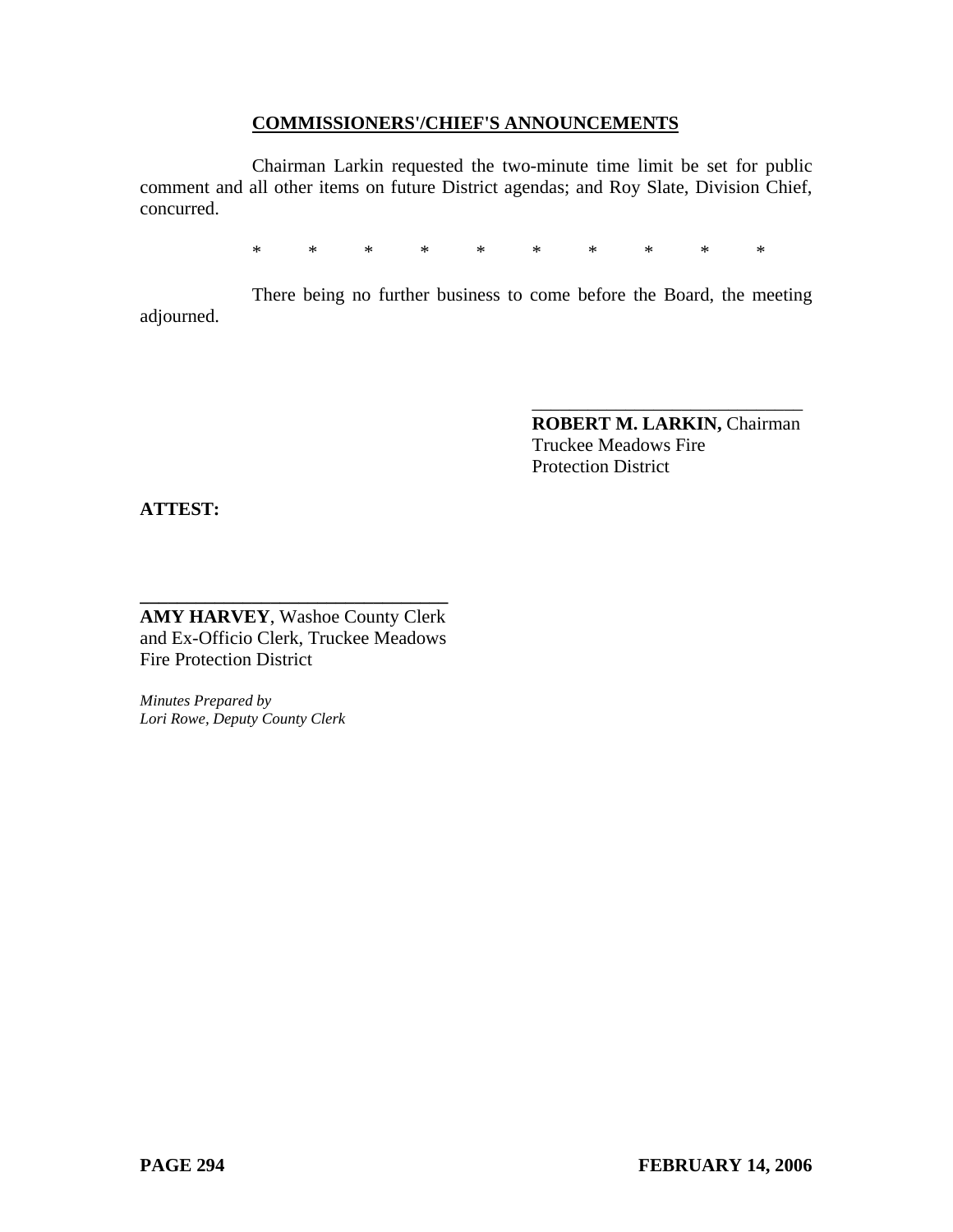**COMMISSIONERS'/CHIEF'S ANNOUNCEMENTS**

Chairman Larkin requested the two-minute time limit be set for public comment and all other items on future District agendas; and Roy Slate, Division Chief, concurred.

\*          \*          \*          \*          \*          \*          \*          \*          \*          \*

There being no further business to come before the Board, the meeting adjourned.

\_\_\_\_\_\_\_\_\_\_\_\_\_\_\_\_\_\_\_\_\_\_\_\_\_\_\_\_\_\_
**ROBERT M. LARKIN,** Chairman
Truckee Meadows Fire
Protection District

**ATTEST:**

\_\_\_\_\_\_\_\_\_\_\_\_\_\_\_\_\_\_\_\_\_\_\_\_\_\_\_\_\_\_\_\_\_\_
**AMY HARVEY**, Washoe County Clerk
and Ex-Officio Clerk, Truckee Meadows
Fire Protection District

*Minutes Prepared by*
*Lori Rowe, Deputy County Clerk*